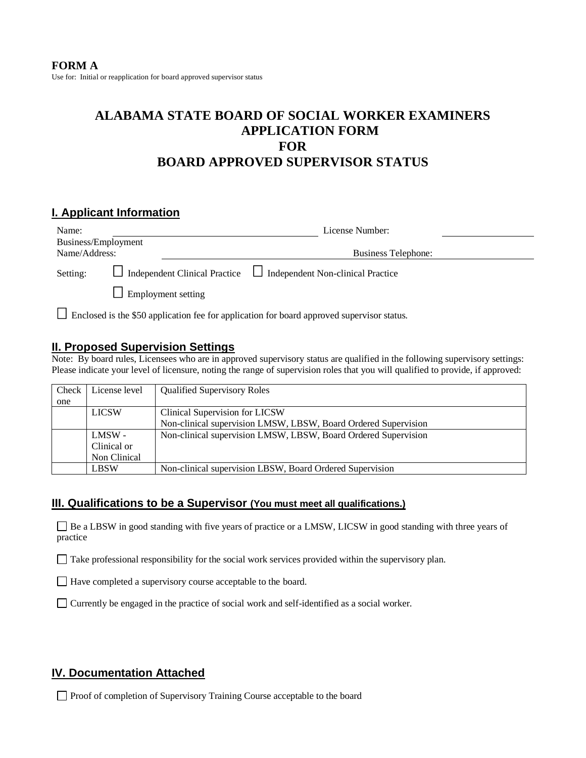**FORM A**

Use for: Initial or reapplication for board approved supervisor status

# ALABAMA STATE BOARD OF SOCIAL WORKER EXAMINERS APPLICATION FORM FOR BOARD APPROVED SUPERVISOR STATUS

## I. Applicant Information

Name: \_\_\_\_\_\_\_\_\_\_\_\_\_\_\_\_\_\_\_\_\_\_\_\_\_\_\_\_ License Number: \_\_\_\_\_\_\_\_\_\_\_\_\_\_\_\_

Business/Employment Name/Address: \_\_\_\_\_\_\_\_\_\_\_\_\_\_\_\_\_\_\_\_\_\_\_\_\_\_\_\_ Business Telephone: \_\_\_\_\_\_\_\_\_\_\_\_\_\_\_\_

Setting: ☐ Independent Clinical Practice ☐ Independent Non-clinical Practice

☐ Employment setting

☐ Enclosed is the $50 application fee for application for board approved supervisor status.

## II. Proposed Supervision Settings

Note: By board rules, Licensees who are in approved supervisory status are qualified in the following supervisory settings: Please indicate your level of licensure, noting the range of supervision roles that you will qualified to provide, if approved:

| Check one | License level | Qualified Supervisory Roles |
|---|---|---|
| | LICSW | Clinical Supervision for LICSW<br>Non-clinical supervision LMSW, LBSW, Board Ordered Supervision |
| | LMSW - Clinical or Non Clinical | Non-clinical supervision LMSW, LBSW, Board Ordered Supervision |
| | LBSW | Non-clinical supervision LBSW, Board Ordered Supervision |

## III. Qualifications to be a Supervisor (You must meet all qualifications.)

☐ Be a LBSW in good standing with five years of practice or a LMSW, LICSW in good standing with three years of practice

☐ Take professional responsibility for the social work services provided within the supervisory plan.

☐ Have completed a supervisory course acceptable to the board.

☐ Currently be engaged in the practice of social work and self-identified as a social worker.

## IV. Documentation Attached

☐ Proof of completion of Supervisory Training Course acceptable to the board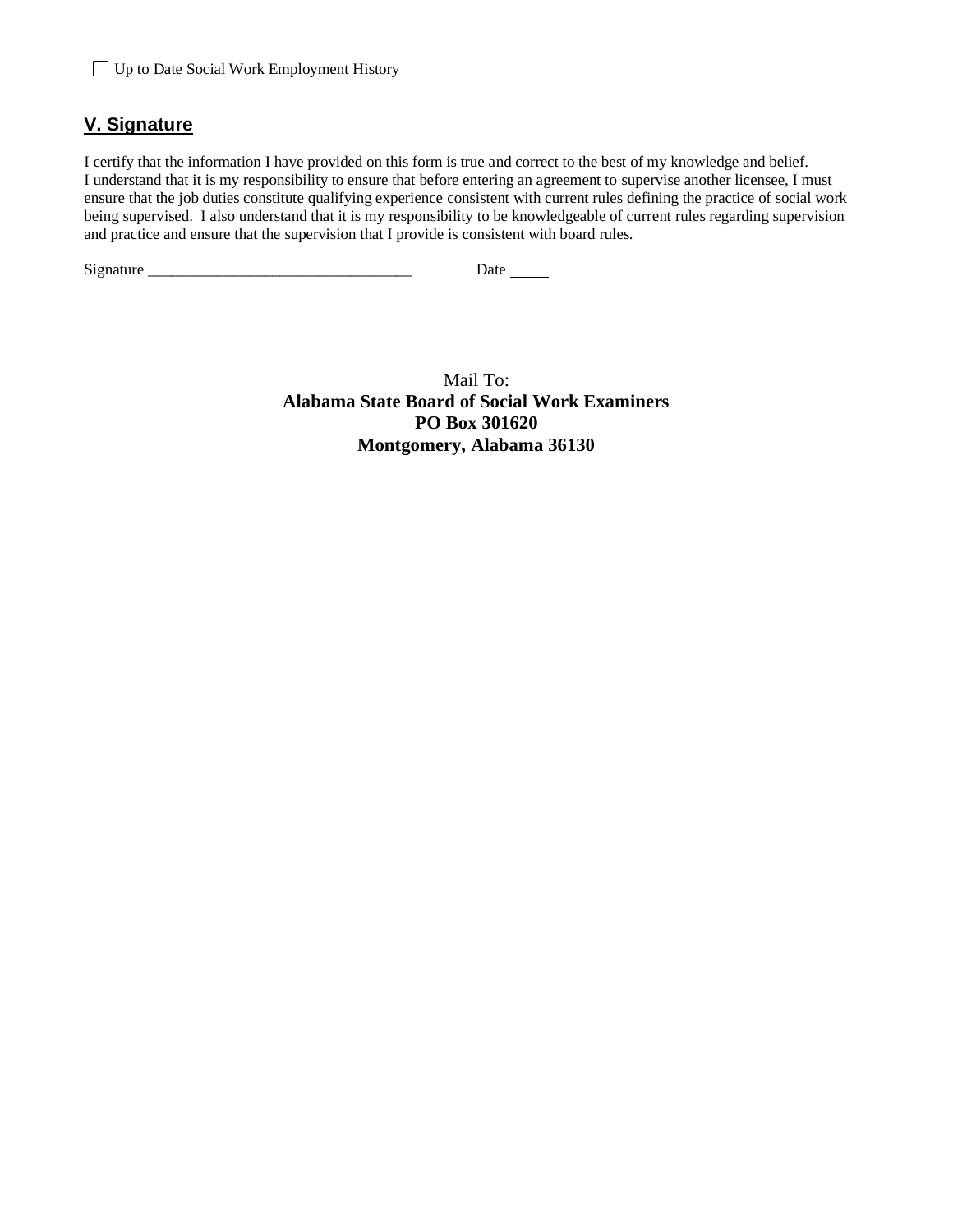☐ Up to Date Social Work Employment History

## V. Signature

I certify that the information I have provided on this form is true and correct to the best of my knowledge and belief. I understand that it is my responsibility to ensure that before entering an agreement to supervise another licensee, I must ensure that the job duties constitute qualifying experience consistent with current rules defining the practice of social work being supervised. I also understand that it is my responsibility to be knowledgeable of current rules regarding supervision and practice and ensure that the supervision that I provide is consistent with board rules.

Signature ________________________________ Date _____

Mail To:
**Alabama State Board of Social Work Examiners**
**PO Box 301620**
**Montgomery, Alabama 36130**